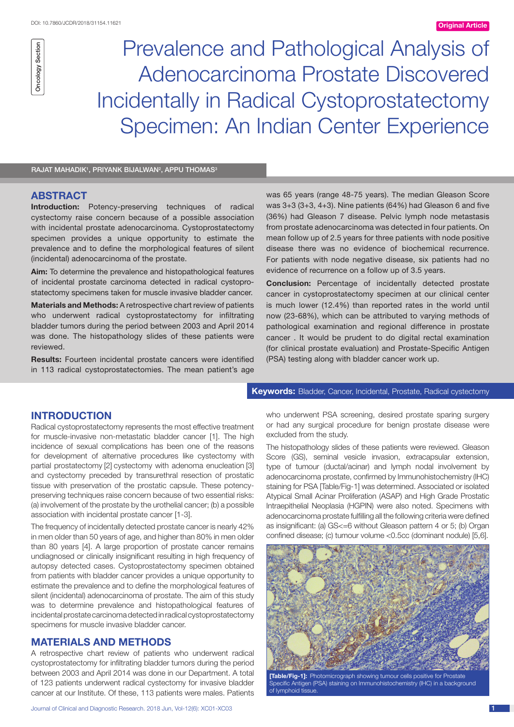DOI: 10.7860/JCDR/2018/31154.11621

Original Article

Oncology Section

# Prevalence and Pathological Analysis of Adenocarcinoma Prostate Discovered Incidentally in Radical Cystoprostatectomy Specimen: An Indian Center Experience

RAJAT MAHADIK[1], PRIYANK BIJALWAN[2], APPU THOMAS[3]

## ABSTRACT

**Introduction:** Potency-preserving techniques of radical cystectomy raise concern because of a possible association with incidental prostate adenocarcinoma. Cystoprostatectomy specimen provides a unique opportunity to estimate the prevalence and to define the morphological features of silent (incidental) adenocarcinoma of the prostate.

**Aim:** To determine the prevalence and histopathological features of incidental prostate carcinoma detected in radical cystoprostatectomy specimens taken for muscle invasive bladder cancer.

**Materials and Methods:** A retrospective chart review of patients who underwent radical cystoprostatectomy for infiltrating bladder tumors during the period between 2003 and April 2014 was done. The histopathology slides of these patients were reviewed.

**Results:** Fourteen incidental prostate cancers were identified in 113 radical cystoprostatectomies. The mean patient's age was 65 years (range 48-75 years). The median Gleason Score was 3+3 (3+3, 4+3). Nine patients (64%) had Gleason 6 and five (36%) had Gleason 7 disease. Pelvic lymph node metastasis from prostate adenocarcinoma was detected in four patients. On mean follow up of 2.5 years for three patients with node positive disease there was no evidence of biochemical recurrence. For patients with node negative disease, six patients had no evidence of recurrence on a follow up of 3.5 years.

**Conclusion:** Percentage of incidentally detected prostate cancer in cystoprostatectomy specimen at our clinical center is much lower (12.4%) than reported rates in the world until now (23-68%), which can be attributed to varying methods of pathological examination and regional difference in prostate cancer . It would be prudent to do digital rectal examination (for clinical prostate evaluation) and Prostate-Specific Antigen (PSA) testing along with bladder cancer work up.

**Keywords:** Bladder, Cancer, Incidental, Prostate, Radical cystectomy

## INTRODUCTION

Radical cystoprostatectomy represents the most effective treatment for muscle-invasive non-metastatic bladder cancer [1]. The high incidence of sexual complications has been one of the reasons for development of alternative procedures like cystectomy with partial prostatectomy [2] cystectomy with adenoma enucleation [3] and cystectomy preceded by transurethral resection of prostatic tissue with preservation of the prostatic capsule. These potency-preserving techniques raise concern because of two essential risks: (a) involvement of the prostate by the urothelial cancer; (b) a possible association with incidental prostate cancer [1-3].

The frequency of incidentally detected prostate cancer is nearly 42% in men older than 50 years of age, and higher than 80% in men older than 80 years [4]. A large proportion of prostate cancer remains undiagnosed or clinically insignificant resulting in high frequency of autopsy detected cases. Cystoprostatectomy specimen obtained from patients with bladder cancer provides a unique opportunity to estimate the prevalence and to define the morphological features of silent (incidental) adenocarcinoma of prostate. The aim of this study was to determine prevalence and histopathological features of incidental prostate carcinoma detected in radical cystoprostatectomy specimens for muscle invasive bladder cancer.

## MATERIALS AND METHODS

A retrospective chart review of patients who underwent radical cystoprostatectomy for infiltrating bladder tumors during the period between 2003 and April 2014 was done in our Department. A total of 123 patients underwent radical cystectomy for invasive bladder cancer at our Institute. Of these, 113 patients were males. Patients who underwent PSA screening, desired prostate sparing surgery or had any surgical procedure for benign prostate disease were excluded from the study.

The histopathology slides of these patients were reviewed. Gleason Score (GS), seminal vesicle invasion, extracapsular extension, type of tumour (ductal/acinar) and lymph nodal involvement by adenocarcinoma prostate, confirmed by Immunohistochemistry (IHC) staining for PSA [Table/Fig-1] was determined. Associated or isolated Atypical Small Acinar Proliferation (ASAP) and High Grade Prostatic Intraepithelial Neoplasia (HGPIN) were also noted. Specimens with adenocarcinoma prostate fulfilling all the following criteria were defined as insignificant: (a) GS<=6 without Gleason pattern 4 or 5; (b) Organ confined disease; (c) tumour volume <0.5cc (dominant nodule) [5,6].

**[Table/Fig-1]:** Photomicrograph showing tumour cells positive for Prostate Specific Antigen (PSA) staining on Immunohistochemistry (IHC) in a background of lymphoid tissue.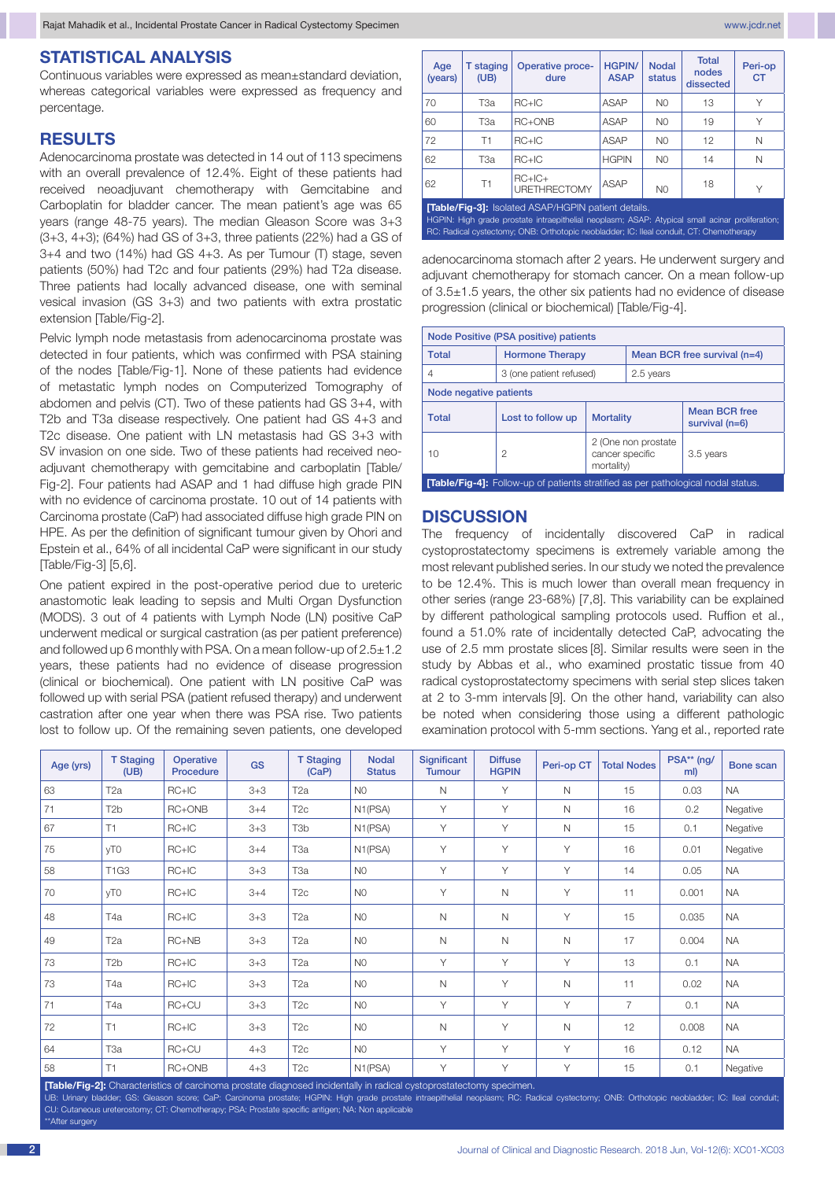## STATISTICAL ANALYSIS

Continuous variables were expressed as mean±standard deviation, whereas categorical variables were expressed as frequency and percentage.

## RESULTS

Adenocarcinoma prostate was detected in 14 out of 113 specimens with an overall prevalence of 12.4%. Eight of these patients had received neoadjuvant chemotherapy with Gemcitabine and Carboplatin for bladder cancer. The mean patient's age was 65 years (range 48-75 years). The median Gleason Score was 3+3 (3+3, 4+3); (64%) had GS of 3+3, three patients (22%) had a GS of 3+4 and two (14%) had GS 4+3. As per Tumour (T) stage, seven patients (50%) had T2c and four patients (29%) had T2a disease. Three patients had locally advanced disease, one with seminal vesical invasion (GS 3+3) and two patients with extra prostatic extension [Table/Fig-2].

Pelvic lymph node metastasis from adenocarcinoma prostate was detected in four patients, which was confirmed with PSA staining of the nodes [Table/Fig-1]. None of these patients had evidence of metastatic lymph nodes on Computerized Tomography of abdomen and pelvis (CT). Two of these patients had GS 3+4, with T2b and T3a disease respectively. One patient had GS 4+3 and T2c disease. One patient with LN metastasis had GS 3+3 with SV invasion on one side. Two of these patients had received neo-adjuvant chemotherapy with gemcitabine and carboplatin [Table/Fig-2]. Four patients had ASAP and 1 had diffuse high grade PIN with no evidence of carcinoma prostate. 10 out of 14 patients with Carcinoma prostate (CaP) had associated diffuse high grade PIN on HPE. As per the definition of significant tumour given by Ohori and Epstein et al., 64% of all incidental CaP were significant in our study [Table/Fig-3] [5,6].

One patient expired in the post-operative period due to ureteric anastomotic leak leading to sepsis and Multi Organ Dysfunction (MODS). 3 out of 4 patients with Lymph Node (LN) positive CaP underwent medical or surgical castration (as per patient preference) and followed up 6 monthly with PSA. On a mean follow-up of 2.5±1.2 years, these patients had no evidence of disease progression (clinical or biochemical). One patient with LN positive CaP was followed up with serial PSA (patient refused therapy) and underwent castration after one year when there was PSA rise. Two patients lost to follow up. Of the remaining seven patients, one developed adenocarcinoma stomach after 2 years. He underwent surgery and adjuvant chemotherapy for stomach cancer. On a mean follow-up of 3.5±1.5 years, the other six patients had no evidence of disease progression (clinical or biochemical) [Table/Fig-4].

| Age (years) | T staging (UB) | Operative procedure | HGPIN/ ASAP | Nodal status | Total nodes dissected | Peri-op CT |
|---|---|---|---|---|---|---|
| 70 | T3a | RC+IC | ASAP | N0 | 13 | Y |
| 60 | T3a | RC+ONB | ASAP | N0 | 19 | Y |
| 72 | T1 | RC+IC | ASAP | N0 | 12 | N |
| 62 | T3a | RC+IC | HGPIN | N0 | 14 | N |
| 62 | T1 | RC+IC+ URETHRECTOMY | ASAP | N0 | 18 | Y |

**[Table/Fig-3]:** Isolated ASAP/HGPIN patient details.
HGPIN: High grade prostate intraepithelial neoplasm; ASAP: Atypical small acinar proliferation; RC: Radical cystectomy; ONB: Orthotopic neobladder; IC: Ileal conduit, CT: Chemotherapy

| Node Positive (PSA positive) patients | | | |
|---|---|---|---|
| Total | Hormone Therapy | Mean BCR free survival (n=4) | |
| 4 | 3 (one patient refused) | 2.5 years | |
| Node negative patients | | | |
| Total | Lost to follow up | Mortality | Mean BCR free survival (n=6) |
| 10 | 2 | 2 (One non prostate cancer specific mortality) | 3.5 years |

**[Table/Fig-4]:** Follow-up of patients stratified as per pathological nodal status.

## DISCUSSION

The frequency of incidentally discovered CaP in radical cystoprostatectomy specimens is extremely variable among the most relevant published series. In our study we noted the prevalence to be 12.4%. This is much lower than overall mean frequency in other series (range 23-68%) [7,8]. This variability can be explained by different pathological sampling protocols used. Ruffion et al., found a 51.0% rate of incidentally detected CaP, advocating the use of 2.5 mm prostate slices [8]. Similar results were seen in the study by Abbas et al., who examined prostatic tissue from 40 radical cystoprostatectomy specimens with serial step slices taken at 2 to 3-mm intervals [9]. On the other hand, variability can also be noted when considering those using a different pathologic examination protocol with 5-mm sections. Yang et al., reported rate

| Age (yrs) | T Staging (UB) | Operative Procedure | GS | T Staging (CaP) | Nodal Status | Significant Tumour | Diffuse HGPIN | Peri-op CT | Total Nodes | PSA** (ng/ml) | Bone scan |
|---|---|---|---|---|---|---|---|---|---|---|---|
| 63 | T2a | RC+IC | 3+3 | T2a | N0 | N | Y | N | 15 | 0.03 | NA |
| 71 | T2b | RC+ONB | 3+4 | T2c | N1(PSA) | Y | Y | N | 16 | 0.2 | Negative |
| 67 | T1 | RC+IC | 3+3 | T3b | N1(PSA) | Y | Y | N | 15 | 0.1 | Negative |
| 75 | yT0 | RC+IC | 3+4 | T3a | N1(PSA) | Y | Y | Y | 16 | 0.01 | Negative |
| 58 | T1G3 | RC+IC | 3+3 | T3a | N0 | Y | Y | Y | 14 | 0.05 | NA |
| 70 | yT0 | RC+IC | 3+4 | T2c | N0 | Y | N | Y | 11 | 0.001 | NA |
| 48 | T4a | RC+IC | 3+3 | T2a | N0 | N | N | Y | 15 | 0.035 | NA |
| 49 | T2a | RC+NB | 3+3 | T2a | N0 | N | N | N | 17 | 0.004 | NA |
| 73 | T2b | RC+IC | 3+3 | T2a | N0 | Y | Y | Y | 13 | 0.1 | NA |
| 73 | T4a | RC+IC | 3+3 | T2a | N0 | N | Y | N | 11 | 0.02 | NA |
| 71 | T4a | RC+CU | 3+3 | T2c | N0 | Y | Y | Y | 7 | 0.1 | NA |
| 72 | T1 | RC+IC | 3+3 | T2c | N0 | N | Y | N | 12 | 0.008 | NA |
| 64 | T3a | RC+CU | 4+3 | T2c | N0 | Y | Y | Y | 16 | 0.12 | NA |
| 58 | T1 | RC+ONB | 4+3 | T2c | N1(PSA) | Y | Y | Y | 15 | 0.1 | Negative |

**[Table/Fig-2]:** Characteristics of carcinoma prostate diagnosed incidentally in radical cystoprostatectomy specimen.
UB: Urinary bladder; GS: Gleason score; CaP: Carcinoma prostate; HGPIN: High grade prostate intraepithelial neoplasm; RC: Radical cystectomy; ONB: Orthotopic neobladder; IC: Ileal conduit; CU: Cutaneous ureterostomy; CT: Chemotherapy; PSA: Prostate specific antigen; NA: Non applicable
**After surgery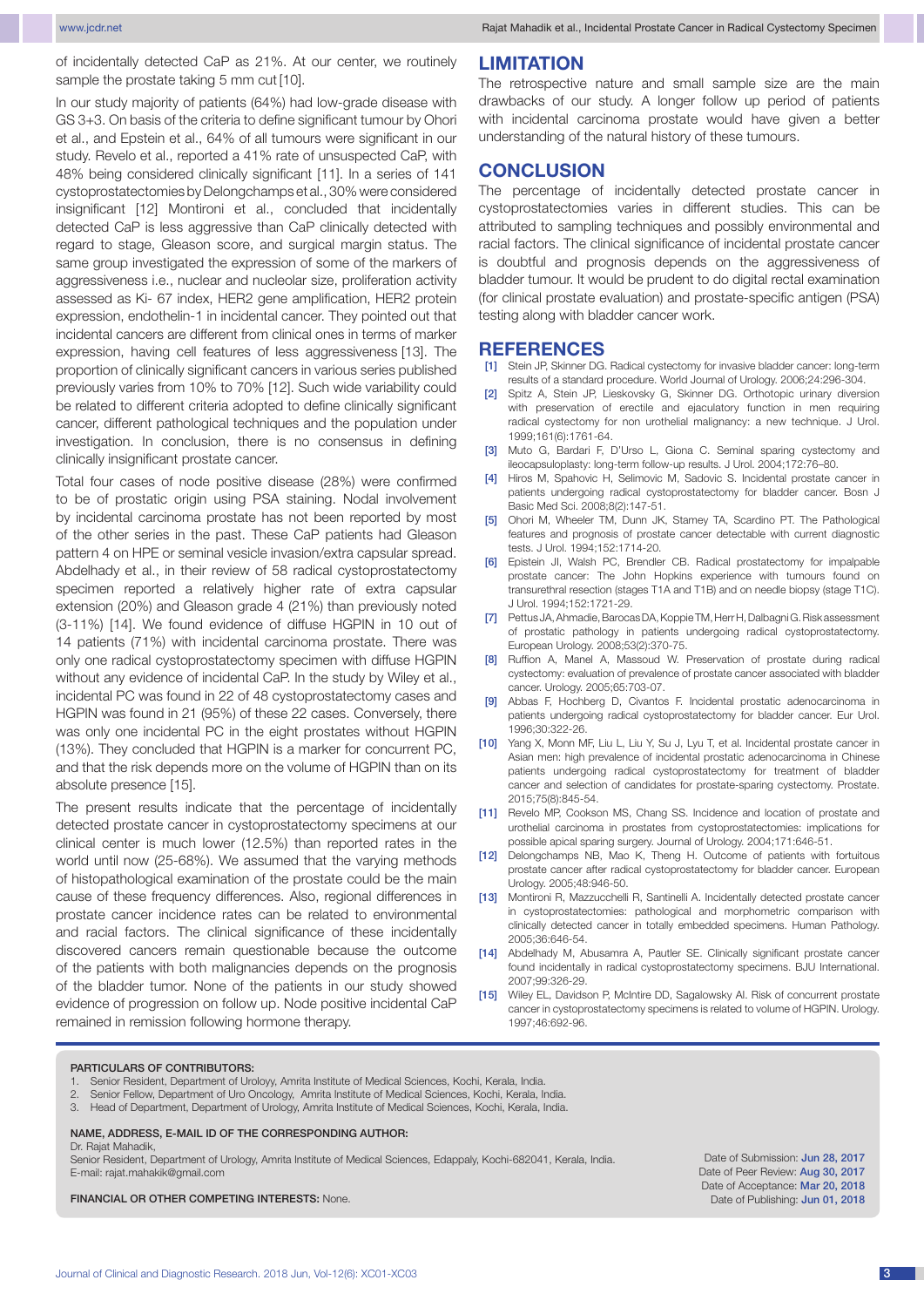of incidentally detected CaP as 21%. At our center, we routinely sample the prostate taking 5 mm cut [10].

In our study majority of patients (64%) had low-grade disease with GS 3+3. On basis of the criteria to define significant tumour by Ohori et al., and Epstein et al., 64% of all tumours were significant in our study. Revelo et al., reported a 41% rate of unsuspected CaP, with 48% being considered clinically significant [11]. In a series of 141 cystoprostatectomies by Delongchamps et al., 30% were considered insignificant [12] Montironi et al., concluded that incidentally detected CaP is less aggressive than CaP clinically detected with regard to stage, Gleason score, and surgical margin status. The same group investigated the expression of some of the markers of aggressiveness i.e., nuclear and nucleolar size, proliferation activity assessed as Ki- 67 index, HER2 gene amplification, HER2 protein expression, endothelin-1 in incidental cancer. They pointed out that incidental cancers are different from clinical ones in terms of marker expression, having cell features of less aggressiveness [13]. The proportion of clinically significant cancers in various series published previously varies from 10% to 70% [12]. Such wide variability could be related to different criteria adopted to define clinically significant cancer, different pathological techniques and the population under investigation. In conclusion, there is no consensus in defining clinically insignificant prostate cancer.

Total four cases of node positive disease (28%) were confirmed to be of prostatic origin using PSA staining. Nodal involvement by incidental carcinoma prostate has not been reported by most of the other series in the past. These CaP patients had Gleason pattern 4 on HPE or seminal vesicle invasion/extra capsular spread. Abdelhady et al., in their review of 58 radical cystoprostatectomy specimen reported a relatively higher rate of extra capsular extension (20%) and Gleason grade 4 (21%) than previously noted (3-11%) [14]. We found evidence of diffuse HGPIN in 10 out of 14 patients (71%) with incidental carcinoma prostate. There was only one radical cystoprostatectomy specimen with diffuse HGPIN without any evidence of incidental CaP. In the study by Wiley et al., incidental PC was found in 22 of 48 cystoprostatectomy cases and HGPIN was found in 21 (95%) of these 22 cases. Conversely, there was only one incidental PC in the eight prostates without HGPIN (13%). They concluded that HGPIN is a marker for concurrent PC, and that the risk depends more on the volume of HGPIN than on its absolute presence [15].

The present results indicate that the percentage of incidentally detected prostate cancer in cystoprostatectomy specimens at our clinical center is much lower (12.5%) than reported rates in the world until now (25-68%). We assumed that the varying methods of histopathological examination of the prostate could be the main cause of these frequency differences. Also, regional differences in prostate cancer incidence rates can be related to environmental and racial factors. The clinical significance of these incidentally discovered cancers remain questionable because the outcome of the patients with both malignancies depends on the prognosis of the bladder tumor. None of the patients in our study showed evidence of progression on follow up. Node positive incidental CaP remained in remission following hormone therapy.

## LIMITATION

The retrospective nature and small sample size are the main drawbacks of our study. A longer follow up period of patients with incidental carcinoma prostate would have given a better understanding of the natural history of these tumours.

## CONCLUSION

The percentage of incidentally detected prostate cancer in cystoprostatectomies varies in different studies. This can be attributed to sampling techniques and possibly environmental and racial factors. The clinical significance of incidental prostate cancer is doubtful and prognosis depends on the aggressiveness of bladder tumour. It would be prudent to do digital rectal examination (for clinical prostate evaluation) and prostate-specific antigen (PSA) testing along with bladder cancer work.

## REFERENCES

[1] Stein JP, Skinner DG. Radical cystectomy for invasive bladder cancer: long-term results of a standard procedure. World Journal of Urology. 2006;24:296-304.
[2] Spitz A, Stein JP, Lieskovsky G, Skinner DG. Orthotopic urinary diversion with preservation of erectile and ejaculatory function in men requiring radical cystectomy for non urothelial malignancy: a new technique. J Urol. 1999;161(6):1761-64.
[3] Muto G, Bardari F, D'Urso L, Giona C. Seminal sparing cystectomy and ileocapsuloplasty: long-term follow-up results. J Urol. 2004;172:76–80.
[4] Hiros M, Spahovic H, Selimovic M, Sadovic S. Incidental prostate cancer in patients undergoing radical cystoprostatectomy for bladder cancer. Bosn J Basic Med Sci. 2008;8(2):147-51.
[5] Ohori M, Wheeler TM, Dunn JK, Stamey TA, Scardino PT. The Pathological features and prognosis of prostate cancer detectable with current diagnostic tests. J Urol. 1994;152:1714-20.
[6] Epstein JI, Walsh PC, Brendler CB. Radical prostatectomy for impalpable prostate cancer: The John Hopkins experience with tumours found on transurethral resection (stages T1A and T1B) and on needle biopsy (stage T1C). J Urol. 1994;152:1721-29.
[7] Pettus JA, Ahmadie, Barocas DA, Koppie TM, Herr H, Dalbagni G. Risk assessment of prostatic pathology in patients undergoing radical cystoprostatectomy. European Urology. 2008;53(2):370-75.
[8] Ruffion A, Manel A, Massoud W. Preservation of prostate during radical cystectomy: evaluation of prevalence of prostate cancer associated with bladder cancer. Urology. 2005;65:703-07.
[9] Abbas F, Hochberg D, Civantos F. Incidental prostatic adenocarcinoma in patients undergoing radical cystoprostatectomy for bladder cancer. Eur Urol. 1996;30:322-26.
[10] Yang X, Monn MF, Liu L, Liu Y, Su J, Lyu T, et al. Incidental prostate cancer in Asian men: high prevalence of incidental prostatic adenocarcinoma in Chinese patients undergoing radical cystoprostatectomy for treatment of bladder cancer and selection of candidates for prostate-sparing cystectomy. Prostate. 2015;75(8):845-54.
[11] Revelo MP, Cookson MS, Chang SS. Incidence and location of prostate and urothelial carcinoma in prostates from cystoprostatectomies: implications for possible apical sparing surgery. Journal of Urology. 2004;171:646-51.
[12] Delongchamps NB, Mao K, Theng H. Outcome of patients with fortuitous prostate cancer after radical cystoprostatectomy for bladder cancer. European Urology. 2005;48:946-50.
[13] Montironi R, Mazzucchelli R, Santinelli A. Incidentally detected prostate cancer in cystoprostatectomies: pathological and morphometric comparison with clinically detected cancer in totally embedded specimens. Human Pathology. 2005;36:646-54.
[14] Abdelhady M, Abusamra A, Pautler SE. Clinically significant prostate cancer found incidentally in radical cystoprostatectomy specimens. BJU International. 2007;99:326-29.
[15] Wiley EL, Davidson P, McIntire DD, Sagalowsky AI. Risk of concurrent prostate cancer in cystoprostatectomy specimens is related to volume of HGPIN. Urology. 1997;46:692-96.

**PARTICULARS OF CONTRIBUTORS:**

1. Senior Resident, Department of Uroloy, Amrita Institute of Medical Sciences, Kochi, Kerala, India.
2. Senior Fellow, Department of Uro Oncology, Amrita Institute of Medical Sciences, Kochi, Kerala, India.
3. Head of Department, Department of Urology, Amrita Institute of Medical Sciences, Kochi, Kerala, India.

**NAME, ADDRESS, E-MAIL ID OF THE CORRESPONDING AUTHOR:**

Dr. Rajat Mahadik,
Senior Resident, Department of Urology, Amrita Institute of Medical Sciences, Edappaly, Kochi-682041, Kerala, India.
E-mail: rajat.mahakik@gmail.com

**FINANCIAL OR OTHER COMPETING INTERESTS:** None.

Date of Submission: Jun 28, 2017
Date of Peer Review: Aug 30, 2017
Date of Acceptance: Mar 20, 2018
Date of Publishing: Jun 01, 2018